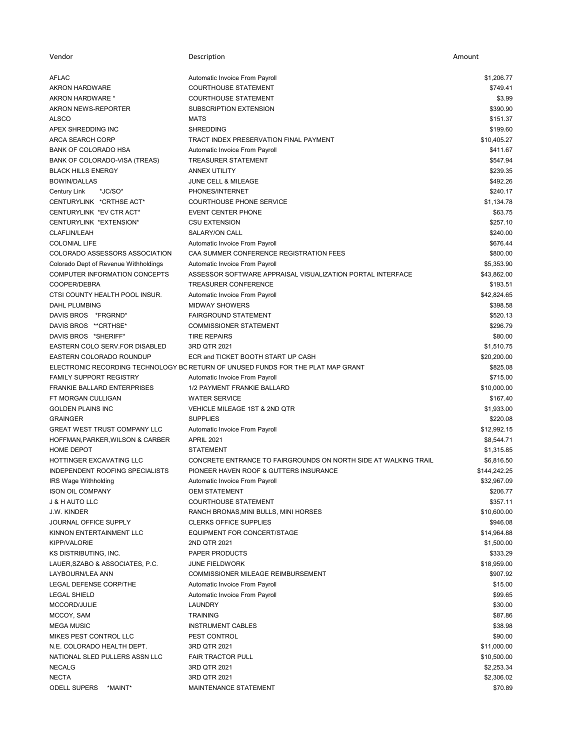| Vendor | Description | Amount |
|---|---|---|
| AFLAC | Automatic Invoice From Payroll | $1,206.77 |
| AKRON HARDWARE | COURTHOUSE STATEMENT | $749.41 |
| AKRON HARDWARE * | COURTHOUSE STATEMENT | $3.99 |
| AKRON NEWS-REPORTER | SUBSCRIPTION EXTENSION | $390.90 |
| ALSCO | MATS | $151.37 |
| APEX SHREDDING INC | SHREDDING | $199.60 |
| ARCA SEARCH CORP | TRACT INDEX PRESERVATION FINAL PAYMENT | $10,405.27 |
| BANK OF COLORADO HSA | Automatic Invoice From Payroll | $411.67 |
| BANK OF COLORADO-VISA (TREAS) | TREASURER STATEMENT | $547.94 |
| BLACK HILLS ENERGY | ANNEX UTILITY | $239.35 |
| BOWIN/DALLAS | JUNE CELL & MILEAGE | $492.26 |
| Century Link *JC/SO* | PHONES/INTERNET | $240.17 |
| CENTURYLINK *CRTHSE ACT* | COURTHOUSE PHONE SERVICE | $1,134.78 |
| CENTURYLINK *EV CTR ACT* | EVENT CENTER PHONE | $63.75 |
| CENTURYLINK *EXTENSION* | CSU EXTENSION | $257.10 |
| CLAFLIN/LEAH | SALARY/ON CALL | $240.00 |
| COLONIAL LIFE | Automatic Invoice From Payroll | $676.44 |
| COLORADO ASSESSORS ASSOCIATION | CAA SUMMER CONFERENCE REGISTRATION FEES | $800.00 |
| Colorado Dept of Revenue Withholdings | Automatic Invoice From Payroll | $5,353.90 |
| COMPUTER INFORMATION CONCEPTS | ASSESSOR SOFTWARE APPRAISAL VISUALIZATION PORTAL INTERFACE | $43,862.00 |
| COOPER/DEBRA | TREASURER CONFERENCE | $193.51 |
| CTSI COUNTY HEALTH POOL INSUR. | Automatic Invoice From Payroll | $42,824.65 |
| DAHL PLUMBING | MIDWAY SHOWERS | $398.58 |
| DAVIS BROS *FRGRND* | FAIRGROUND STATEMENT | $520.13 |
| DAVIS BROS **CRTHSE* | COMMISSIONER STATEMENT | $296.79 |
| DAVIS BROS *SHERIFF* | TIRE REPAIRS | $80.00 |
| EASTERN COLO SERV.FOR DISABLED | 3RD QTR 2021 | $1,510.75 |
| EASTERN COLORADO ROUNDUP | ECR and TICKET BOOTH START UP CASH | $20,200.00 |
| ELECTRONIC RECORDING TECHNOLOGY BC | RETURN OF UNUSED FUNDS FOR THE PLAT MAP GRANT | $825.08 |
| FAMILY SUPPORT REGISTRY | Automatic Invoice From Payroll | $715.00 |
| FRANKIE BALLARD ENTERPRISES | 1/2 PAYMENT FRANKIE BALLARD | $10,000.00 |
| FT MORGAN CULLIGAN | WATER SERVICE | $167.40 |
| GOLDEN PLAINS INC | VEHICLE MILEAGE 1ST & 2ND QTR | $1,933.00 |
| GRAINGER | SUPPLIES | $220.08 |
| GREAT WEST TRUST COMPANY LLC | Automatic Invoice From Payroll | $12,992.15 |
| HOFFMAN,PARKER,WILSON & CARBER | APRIL 2021 | $8,544.71 |
| HOME DEPOT | STATEMENT | $1,315.85 |
| HOTTINGER EXCAVATING LLC | CONCRETE ENTRANCE TO FAIRGROUNDS ON NORTH SIDE AT WALKING TRAIL | $6,816.50 |
| INDEPENDENT ROOFING SPECIALISTS | PIONEER HAVEN ROOF & GUTTERS INSURANCE | $144,242.25 |
| IRS Wage Withholding | Automatic Invoice From Payroll | $32,967.09 |
| ISON OIL COMPANY | OEM STATEMENT | $206.77 |
| J & H AUTO LLC | COURTHOUSE STATEMENT | $357.11 |
| J.W. KINDER | RANCH BRONAS,MINI BULLS, MINI HORSES | $10,600.00 |
| JOURNAL OFFICE SUPPLY | CLERKS OFFICE SUPPLIES | $946.08 |
| KINNON ENTERTAINMENT LLC | EQUIPMENT FOR CONCERT/STAGE | $14,964.88 |
| KIPP/VALORIE | 2ND QTR 2021 | $1,500.00 |
| KS DISTRIBUTING, INC. | PAPER PRODUCTS | $333.29 |
| LAUER,SZABO & ASSOCIATES, P.C. | JUNE FIELDWORK | $18,959.00 |
| LAYBOURN/LEA ANN | COMMISSIONER MILEAGE REIMBURSEMENT | $907.92 |
| LEGAL DEFENSE CORP/THE | Automatic Invoice From Payroll | $15.00 |
| LEGAL SHIELD | Automatic Invoice From Payroll | $99.65 |
| MCCORD/JULIE | LAUNDRY | $30.00 |
| MCCOY, SAM | TRAINING | $87.86 |
| MEGA MUSIC | INSTRUMENT CABLES | $38.98 |
| MIKES PEST CONTROL LLC | PEST CONTROL | $90.00 |
| N.E. COLORADO HEALTH DEPT. | 3RD QTR 2021 | $11,000.00 |
| NATIONAL SLED PULLERS ASSN LLC | FAIR TRACTOR PULL | $10,500.00 |
| NECALG | 3RD QTR 2021 | $2,253.34 |
| NECTA | 3RD QTR 2021 | $2,306.02 |
| ODELL SUPERS *MAINT* | MAINTENANCE STATEMENT | $70.89 |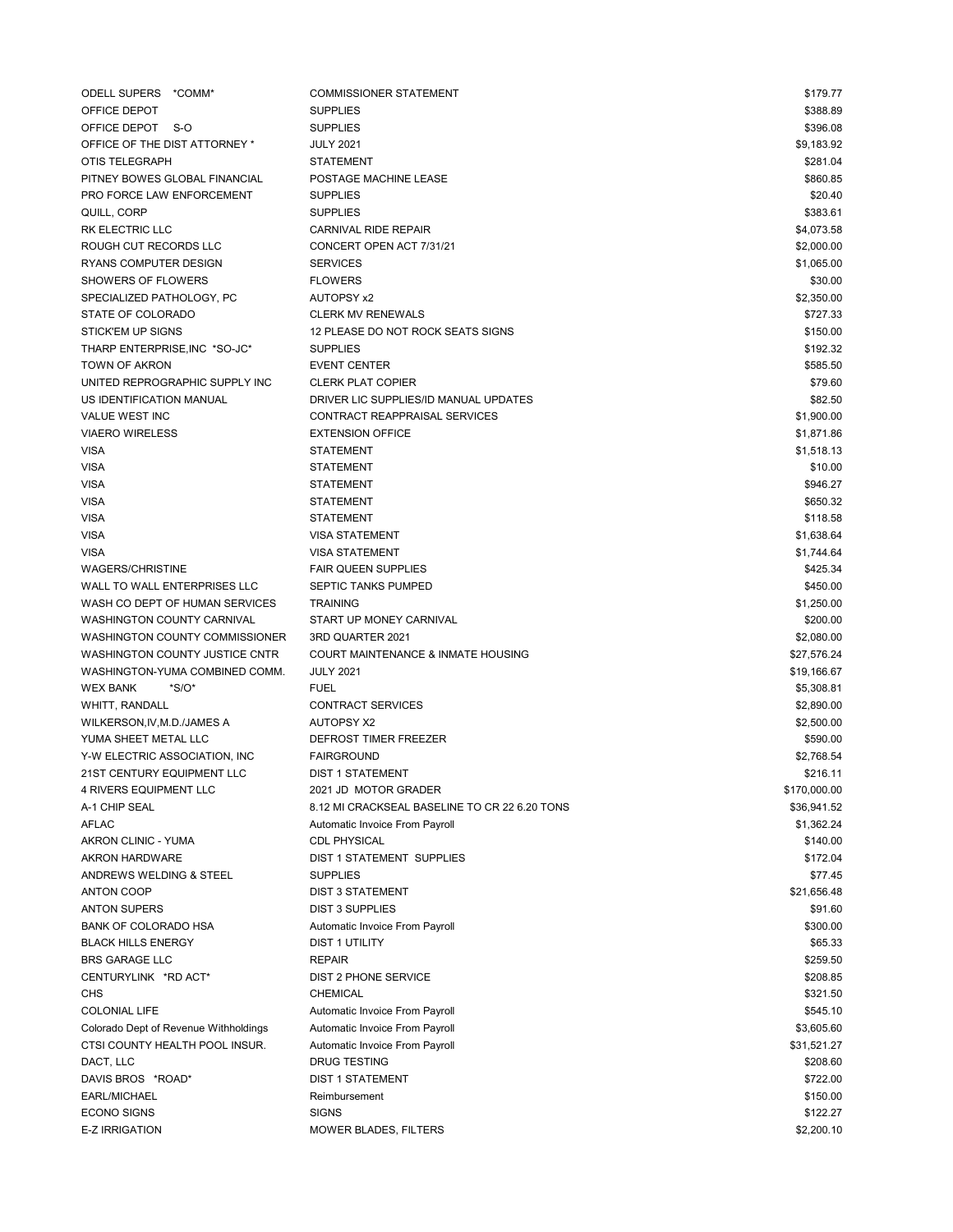| | | |
|---|---|---|
| ODELL SUPERS *COMM* | COMMISSIONER STATEMENT | $179.77 |
| OFFICE DEPOT | SUPPLIES | $388.89 |
| OFFICE DEPOT S-O | SUPPLIES | $396.08 |
| OFFICE OF THE DIST ATTORNEY * | JULY 2021 | $9,183.92 |
| OTIS TELEGRAPH | STATEMENT | $281.04 |
| PITNEY BOWES GLOBAL FINANCIAL | POSTAGE MACHINE LEASE | $860.85 |
| PRO FORCE LAW ENFORCEMENT | SUPPLIES | $20.40 |
| QUILL, CORP | SUPPLIES | $383.61 |
| RK ELECTRIC LLC | CARNIVAL RIDE REPAIR | $4,073.58 |
| ROUGH CUT RECORDS LLC | CONCERT OPEN ACT 7/31/21 | $2,000.00 |
| RYANS COMPUTER DESIGN | SERVICES | $1,065.00 |
| SHOWERS OF FLOWERS | FLOWERS | $30.00 |
| SPECIALIZED PATHOLOGY, PC | AUTOPSY x2 | $2,350.00 |
| STATE OF COLORADO | CLERK MV RENEWALS | $727.33 |
| STICK'EM UP SIGNS | 12 PLEASE DO NOT ROCK SEATS SIGNS | $150.00 |
| THARP ENTERPRISE,INC *SO-JC* | SUPPLIES | $192.32 |
| TOWN OF AKRON | EVENT CENTER | $585.50 |
| UNITED REPROGRAPHIC SUPPLY INC | CLERK PLAT COPIER | $79.60 |
| US IDENTIFICATION MANUAL | DRIVER LIC SUPPLIES/ID MANUAL UPDATES | $82.50 |
| VALUE WEST INC | CONTRACT REAPPRAISAL SERVICES | $1,900.00 |
| VIAERO WIRELESS | EXTENSION OFFICE | $1,871.86 |
| VISA | STATEMENT | $1,518.13 |
| VISA | STATEMENT | $10.00 |
| VISA | STATEMENT | $946.27 |
| VISA | STATEMENT | $650.32 |
| VISA | STATEMENT | $118.58 |
| VISA | VISA STATEMENT | $1,638.64 |
| VISA | VISA STATEMENT | $1,744.64 |
| WAGERS/CHRISTINE | FAIR QUEEN SUPPLIES | $425.34 |
| WALL TO WALL ENTERPRISES LLC | SEPTIC TANKS PUMPED | $450.00 |
| WASH CO DEPT OF HUMAN SERVICES | TRAINING | $1,250.00 |
| WASHINGTON COUNTY CARNIVAL | START UP MONEY CARNIVAL | $200.00 |
| WASHINGTON COUNTY COMMISSIONER | 3RD QUARTER 2021 | $2,080.00 |
| WASHINGTON COUNTY JUSTICE CNTR | COURT MAINTENANCE & INMATE HOUSING | $27,576.24 |
| WASHINGTON-YUMA COMBINED COMM. | JULY 2021 | $19,166.67 |
| WEX BANK *S/O* | FUEL | $5,308.81 |
| WHITT, RANDALL | CONTRACT SERVICES | $2,890.00 |
| WILKERSON,IV,M.D./JAMES A | AUTOPSY X2 | $2,500.00 |
| YUMA SHEET METAL LLC | DEFROST TIMER FREEZER | $590.00 |
| Y-W ELECTRIC ASSOCIATION, INC | FAIRGROUND | $2,768.54 |
| 21ST CENTURY EQUIPMENT LLC | DIST 1 STATEMENT | $216.11 |
| 4 RIVERS EQUIPMENT LLC | 2021 JD MOTOR GRADER | $170,000.00 |
| A-1 CHIP SEAL | 8.12 MI CRACKSEAL BASELINE TO CR 22 6.20 TONS | $36,941.52 |
| AFLAC | Automatic Invoice From Payroll | $1,362.24 |
| AKRON CLINIC - YUMA | CDL PHYSICAL | $140.00 |
| AKRON HARDWARE | DIST 1 STATEMENT SUPPLIES | $172.04 |
| ANDREWS WELDING & STEEL | SUPPLIES | $77.45 |
| ANTON COOP | DIST 3 STATEMENT | $21,656.48 |
| ANTON SUPERS | DIST 3 SUPPLIES | $91.60 |
| BANK OF COLORADO HSA | Automatic Invoice From Payroll | $300.00 |
| BLACK HILLS ENERGY | DIST 1 UTILITY | $65.33 |
| BRS GARAGE LLC | REPAIR | $259.50 |
| CENTURYLINK *RD ACT* | DIST 2 PHONE SERVICE | $208.85 |
| CHS | CHEMICAL | $321.50 |
| COLONIAL LIFE | Automatic Invoice From Payroll | $545.10 |
| Colorado Dept of Revenue Withholdings | Automatic Invoice From Payroll | $3,605.60 |
| CTSI COUNTY HEALTH POOL INSUR. | Automatic Invoice From Payroll | $31,521.27 |
| DACT, LLC | DRUG TESTING | $208.60 |
| DAVIS BROS *ROAD* | DIST 1 STATEMENT | $722.00 |
| EARL/MICHAEL | Reimbursement | $150.00 |
| ECONO SIGNS | SIGNS | $122.27 |
| E-Z IRRIGATION | MOWER BLADES, FILTERS | $2,200.10 |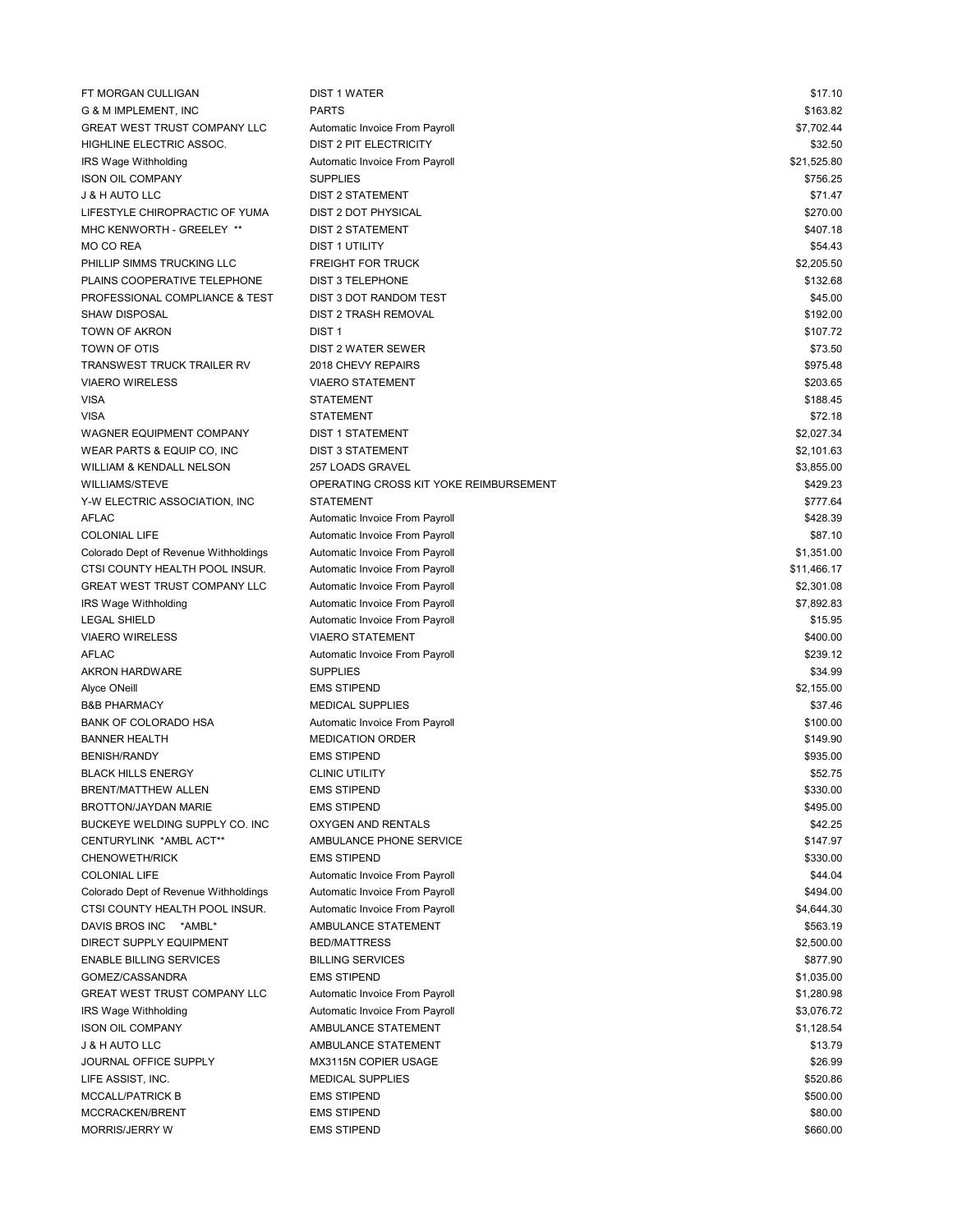| | | |
|---|---|---|
| FT MORGAN CULLIGAN | DIST 1 WATER | $17.10 |
| G & M IMPLEMENT, INC | PARTS | $163.82 |
| GREAT WEST TRUST COMPANY LLC | Automatic Invoice From Payroll | $7,702.44 |
| HIGHLINE ELECTRIC ASSOC. | DIST 2 PIT ELECTRICITY | $32.50 |
| IRS Wage Withholding | Automatic Invoice From Payroll | $21,525.80 |
| ISON OIL COMPANY | SUPPLIES | $756.25 |
| J & H AUTO LLC | DIST 2 STATEMENT | $71.47 |
| LIFESTYLE CHIROPRACTIC OF YUMA | DIST 2 DOT PHYSICAL | $270.00 |
| MHC KENWORTH - GREELEY ** | DIST 2 STATEMENT | $407.18 |
| MO CO REA | DIST 1 UTILITY | $54.43 |
| PHILLIP SIMMS TRUCKING LLC | FREIGHT FOR TRUCK | $2,205.50 |
| PLAINS COOPERATIVE TELEPHONE | DIST 3 TELEPHONE | $132.68 |
| PROFESSIONAL COMPLIANCE & TEST | DIST 3 DOT RANDOM TEST | $45.00 |
| SHAW DISPOSAL | DIST 2 TRASH REMOVAL | $192.00 |
| TOWN OF AKRON | DIST 1 | $107.72 |
| TOWN OF OTIS | DIST 2 WATER SEWER | $73.50 |
| TRANSWEST TRUCK TRAILER RV | 2018 CHEVY REPAIRS | $975.48 |
| VIAERO WIRELESS | VIAERO STATEMENT | $203.65 |
| VISA | STATEMENT | $188.45 |
| VISA | STATEMENT | $72.18 |
| WAGNER EQUIPMENT COMPANY | DIST 1 STATEMENT | $2,027.34 |
| WEAR PARTS & EQUIP CO, INC | DIST 3 STATEMENT | $2,101.63 |
| WILLIAM & KENDALL NELSON | 257 LOADS GRAVEL | $3,855.00 |
| WILLIAMS/STEVE | OPERATING CROSS KIT YOKE REIMBURSEMENT | $429.23 |
| Y-W ELECTRIC ASSOCIATION, INC | STATEMENT | $777.64 |
| AFLAC | Automatic Invoice From Payroll | $428.39 |
| COLONIAL LIFE | Automatic Invoice From Payroll | $87.10 |
| Colorado Dept of Revenue Withholdings | Automatic Invoice From Payroll | $1,351.00 |
| CTSI COUNTY HEALTH POOL INSUR. | Automatic Invoice From Payroll | $11,466.17 |
| GREAT WEST TRUST COMPANY LLC | Automatic Invoice From Payroll | $2,301.08 |
| IRS Wage Withholding | Automatic Invoice From Payroll | $7,892.83 |
| LEGAL SHIELD | Automatic Invoice From Payroll | $15.95 |
| VIAERO WIRELESS | VIAERO STATEMENT | $400.00 |
| AFLAC | Automatic Invoice From Payroll | $239.12 |
| AKRON HARDWARE | SUPPLIES | $34.99 |
| Alyce ONeill | EMS STIPEND | $2,155.00 |
| B&B PHARMACY | MEDICAL SUPPLIES | $37.46 |
| BANK OF COLORADO HSA | Automatic Invoice From Payroll | $100.00 |
| BANNER HEALTH | MEDICATION ORDER | $149.90 |
| BENISH/RANDY | EMS STIPEND | $935.00 |
| BLACK HILLS ENERGY | CLINIC UTILITY | $52.75 |
| BRENT/MATTHEW ALLEN | EMS STIPEND | $330.00 |
| BROTTON/JAYDAN MARIE | EMS STIPEND | $495.00 |
| BUCKEYE WELDING SUPPLY CO. INC | OXYGEN AND RENTALS | $42.25 |
| CENTURYLINK *AMBL ACT** | AMBULANCE PHONE SERVICE | $147.97 |
| CHENOWETH/RICK | EMS STIPEND | $330.00 |
| COLONIAL LIFE | Automatic Invoice From Payroll | $44.04 |
| Colorado Dept of Revenue Withholdings | Automatic Invoice From Payroll | $494.00 |
| CTSI COUNTY HEALTH POOL INSUR. | Automatic Invoice From Payroll | $4,644.30 |
| DAVIS BROS INC *AMBL* | AMBULANCE STATEMENT | $563.19 |
| DIRECT SUPPLY EQUIPMENT | BED/MATTRESS | $2,500.00 |
| ENABLE BILLING SERVICES | BILLING SERVICES | $877.90 |
| GOMEZ/CASSANDRA | EMS STIPEND | $1,035.00 |
| GREAT WEST TRUST COMPANY LLC | Automatic Invoice From Payroll | $1,280.98 |
| IRS Wage Withholding | Automatic Invoice From Payroll | $3,076.72 |
| ISON OIL COMPANY | AMBULANCE STATEMENT | $1,128.54 |
| J & H AUTO LLC | AMBULANCE STATEMENT | $13.79 |
| JOURNAL OFFICE SUPPLY | MX3115N COPIER USAGE | $26.99 |
| LIFE ASSIST, INC. | MEDICAL SUPPLIES | $520.86 |
| MCCALL/PATRICK B | EMS STIPEND | $500.00 |
| MCCRACKEN/BRENT | EMS STIPEND | $80.00 |
| MORRIS/JERRY W | EMS STIPEND | $660.00 |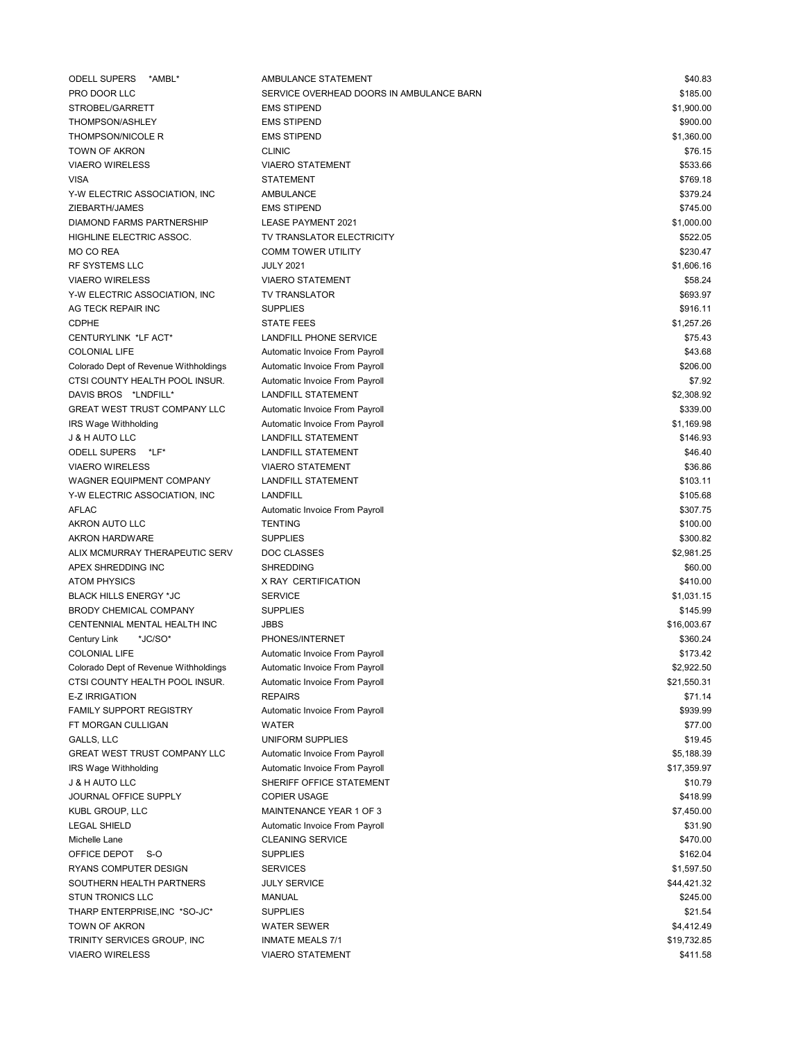| | | |
|---|---|---|
| ODELL SUPERS *AMBL* | AMBULANCE STATEMENT | $40.83 |
| PRO DOOR LLC | SERVICE OVERHEAD DOORS IN AMBULANCE BARN | $185.00 |
| STROBEL/GARRETT | EMS STIPEND | $1,900.00 |
| THOMPSON/ASHLEY | EMS STIPEND | $900.00 |
| THOMPSON/NICOLE R | EMS STIPEND | $1,360.00 |
| TOWN OF AKRON | CLINIC | $76.15 |
| VIAERO WIRELESS | VIAERO STATEMENT | $533.66 |
| VISA | STATEMENT | $769.18 |
| Y-W ELECTRIC ASSOCIATION, INC | AMBULANCE | $379.24 |
| ZIEBARTH/JAMES | EMS STIPEND | $745.00 |
| DIAMOND FARMS PARTNERSHIP | LEASE PAYMENT 2021 | $1,000.00 |
| HIGHLINE ELECTRIC ASSOC. | TV TRANSLATOR ELECTRICITY | $522.05 |
| MO CO REA | COMM TOWER UTILITY | $230.47 |
| RF SYSTEMS LLC | JULY 2021 | $1,606.16 |
| VIAERO WIRELESS | VIAERO STATEMENT | $58.24 |
| Y-W ELECTRIC ASSOCIATION, INC | TV TRANSLATOR | $693.97 |
| AG TECK REPAIR INC | SUPPLIES | $916.11 |
| CDPHE | STATE FEES | $1,257.26 |
| CENTURYLINK *LF ACT* | LANDFILL PHONE SERVICE | $75.43 |
| COLONIAL LIFE | Automatic Invoice From Payroll | $43.68 |
| Colorado Dept of Revenue Withholdings | Automatic Invoice From Payroll | $206.00 |
| CTSI COUNTY HEALTH POOL INSUR. | Automatic Invoice From Payroll | $7.92 |
| DAVIS BROS *LNDFILL* | LANDFILL STATEMENT | $2,308.92 |
| GREAT WEST TRUST COMPANY LLC | Automatic Invoice From Payroll | $339.00 |
| IRS Wage Withholding | Automatic Invoice From Payroll | $1,169.98 |
| J & H AUTO LLC | LANDFILL STATEMENT | $146.93 |
| ODELL SUPERS *LF* | LANDFILL STATEMENT | $46.40 |
| VIAERO WIRELESS | VIAERO STATEMENT | $36.86 |
| WAGNER EQUIPMENT COMPANY | LANDFILL STATEMENT | $103.11 |
| Y-W ELECTRIC ASSOCIATION, INC | LANDFILL | $105.68 |
| AFLAC | Automatic Invoice From Payroll | $307.75 |
| AKRON AUTO LLC | TENTING | $100.00 |
| AKRON HARDWARE | SUPPLIES | $300.82 |
| ALIX MCMURRAY THERAPEUTIC SERV | DOC CLASSES | $2,981.25 |
| APEX SHREDDING INC | SHREDDING | $60.00 |
| ATOM PHYSICS | X RAY CERTIFICATION | $410.00 |
| BLACK HILLS ENERGY *JC | SERVICE | $1,031.15 |
| BRODY CHEMICAL COMPANY | SUPPLIES | $145.99 |
| CENTENNIAL MENTAL HEALTH INC | JBBS | $16,003.67 |
| Century Link *JC/SO* | PHONES/INTERNET | $360.24 |
| COLONIAL LIFE | Automatic Invoice From Payroll | $173.42 |
| Colorado Dept of Revenue Withholdings | Automatic Invoice From Payroll | $2,922.50 |
| CTSI COUNTY HEALTH POOL INSUR. | Automatic Invoice From Payroll | $21,550.31 |
| E-Z IRRIGATION | REPAIRS | $71.14 |
| FAMILY SUPPORT REGISTRY | Automatic Invoice From Payroll | $939.99 |
| FT MORGAN CULLIGAN | WATER | $77.00 |
| GALLS, LLC | UNIFORM SUPPLIES | $19.45 |
| GREAT WEST TRUST COMPANY LLC | Automatic Invoice From Payroll | $5,188.39 |
| IRS Wage Withholding | Automatic Invoice From Payroll | $17,359.97 |
| J & H AUTO LLC | SHERIFF OFFICE STATEMENT | $10.79 |
| JOURNAL OFFICE SUPPLY | COPIER USAGE | $418.99 |
| KUBL GROUP, LLC | MAINTENANCE YEAR 1 OF 3 | $7,450.00 |
| LEGAL SHIELD | Automatic Invoice From Payroll | $31.90 |
| Michelle Lane | CLEANING SERVICE | $470.00 |
| OFFICE DEPOT S-O | SUPPLIES | $162.04 |
| RYANS COMPUTER DESIGN | SERVICES | $1,597.50 |
| SOUTHERN HEALTH PARTNERS | JULY SERVICE | $44,421.32 |
| STUN TRONICS LLC | MANUAL | $245.00 |
| THARP ENTERPRISE,INC *SO-JC* | SUPPLIES | $21.54 |
| TOWN OF AKRON | WATER SEWER | $4,412.49 |
| TRINITY SERVICES GROUP, INC | INMATE MEALS 7/1 | $19,732.85 |
| VIAERO WIRELESS | VIAERO STATEMENT | $411.58 |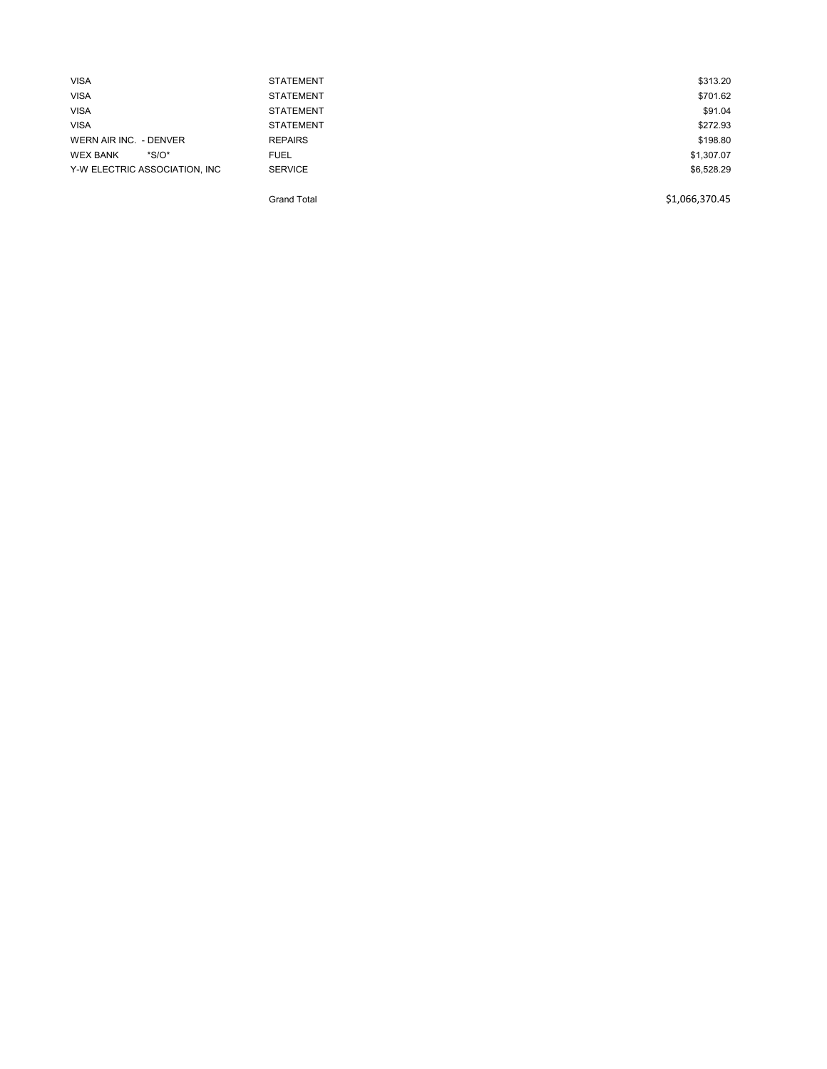| | | |
|---|---|---|
| VISA | STATEMENT | $313.20 |
| VISA | STATEMENT | $701.62 |
| VISA | STATEMENT | $91.04 |
| VISA | STATEMENT | $272.93 |
| WERN AIR INC. - DENVER | REPAIRS | $198.80 |
| WEX BANK *S/O* | FUEL | $1,307.07 |
| Y-W ELECTRIC ASSOCIATION, INC | SERVICE | $6,528.29 |
| | Grand Total | $1,066,370.45 |